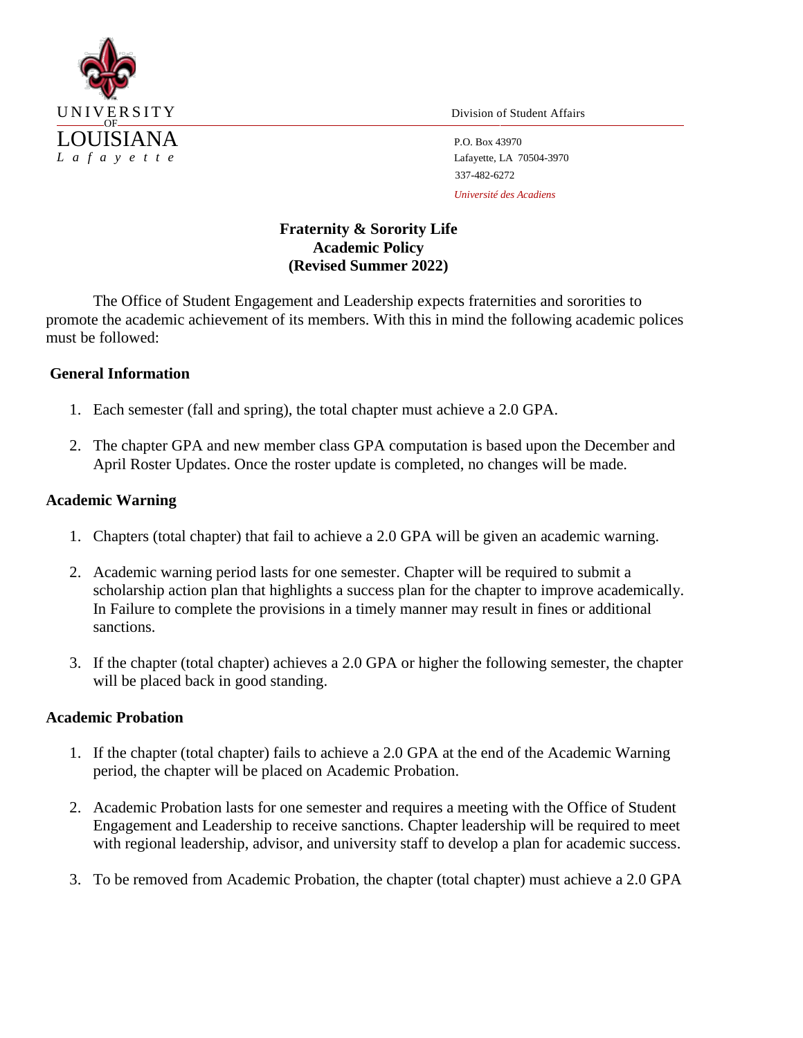UNIVERSITY OF LOUISIANA
*Lafayette*

Division of Student Affairs

P.O. Box 43970
Lafayette, LA 70504-3970
337-482-6272
*Université des Acadiens*

**Fraternity & Sorority Life**
**Academic Policy**
**(Revised Summer 2022)**

The Office of Student Engagement and Leadership expects fraternities and sororities to promote the academic achievement of its members. With this in mind the following academic polices must be followed:

## General Information

1. Each semester (fall and spring), the total chapter must achieve a 2.0 GPA.

2. The chapter GPA and new member class GPA computation is based upon the December and April Roster Updates. Once the roster update is completed, no changes will be made.

## Academic Warning

1. Chapters (total chapter) that fail to achieve a 2.0 GPA will be given an academic warning.

2. Academic warning period lasts for one semester. Chapter will be required to submit a scholarship action plan that highlights a success plan for the chapter to improve academically. In Failure to complete the provisions in a timely manner may result in fines or additional sanctions.

3. If the chapter (total chapter) achieves a 2.0 GPA or higher the following semester, the chapter will be placed back in good standing.

## Academic Probation

1. If the chapter (total chapter) fails to achieve a 2.0 GPA at the end of the Academic Warning period, the chapter will be placed on Academic Probation.

2. Academic Probation lasts for one semester and requires a meeting with the Office of Student Engagement and Leadership to receive sanctions. Chapter leadership will be required to meet with regional leadership, advisor, and university staff to develop a plan for academic success.

3. To be removed from Academic Probation, the chapter (total chapter) must achieve a 2.0 GPA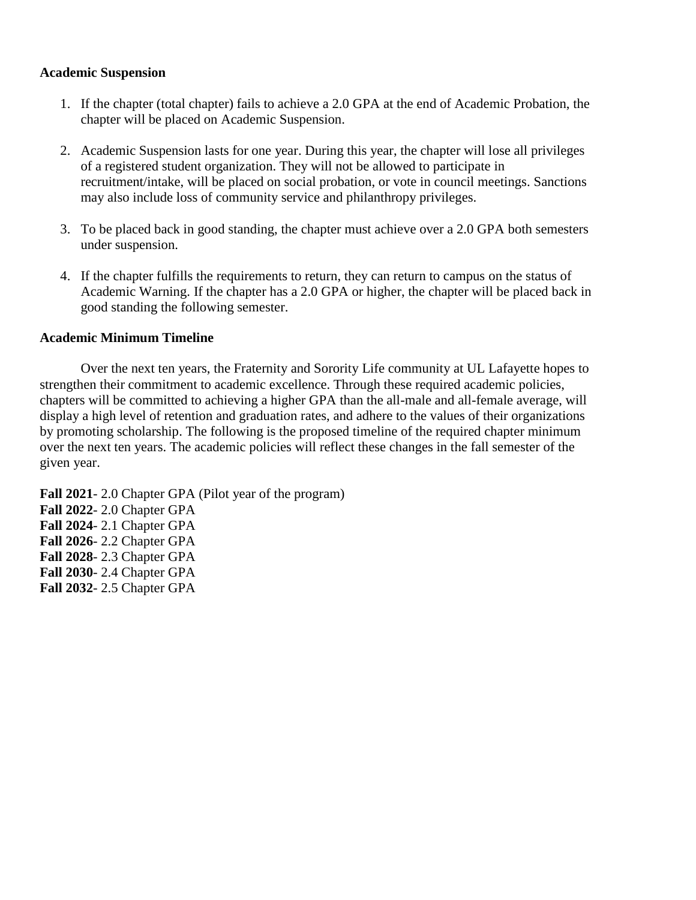**Academic Suspension**

1. If the chapter (total chapter) fails to achieve a 2.0 GPA at the end of Academic Probation, the chapter will be placed on Academic Suspension.

2. Academic Suspension lasts for one year. During this year, the chapter will lose all privileges of a registered student organization. They will not be allowed to participate in recruitment/intake, will be placed on social probation, or vote in council meetings. Sanctions may also include loss of community service and philanthropy privileges.

3. To be placed back in good standing, the chapter must achieve over a 2.0 GPA both semesters under suspension.

4. If the chapter fulfills the requirements to return, they can return to campus on the status of Academic Warning. If the chapter has a 2.0 GPA or higher, the chapter will be placed back in good standing the following semester.

**Academic Minimum Timeline**

Over the next ten years, the Fraternity and Sorority Life community at UL Lafayette hopes to strengthen their commitment to academic excellence. Through these required academic policies, chapters will be committed to achieving a higher GPA than the all-male and all-female average, will display a high level of retention and graduation rates, and adhere to the values of their organizations by promoting scholarship. The following is the proposed timeline of the required chapter minimum over the next ten years. The academic policies will reflect these changes in the fall semester of the given year.

**Fall 2021**- 2.0 Chapter GPA (Pilot year of the program)
**Fall 2022**- 2.0 Chapter GPA
**Fall 2024**- 2.1 Chapter GPA
**Fall 2026**- 2.2 Chapter GPA
**Fall 2028**- 2.3 Chapter GPA
**Fall 2030**- 2.4 Chapter GPA
**Fall 2032**- 2.5 Chapter GPA